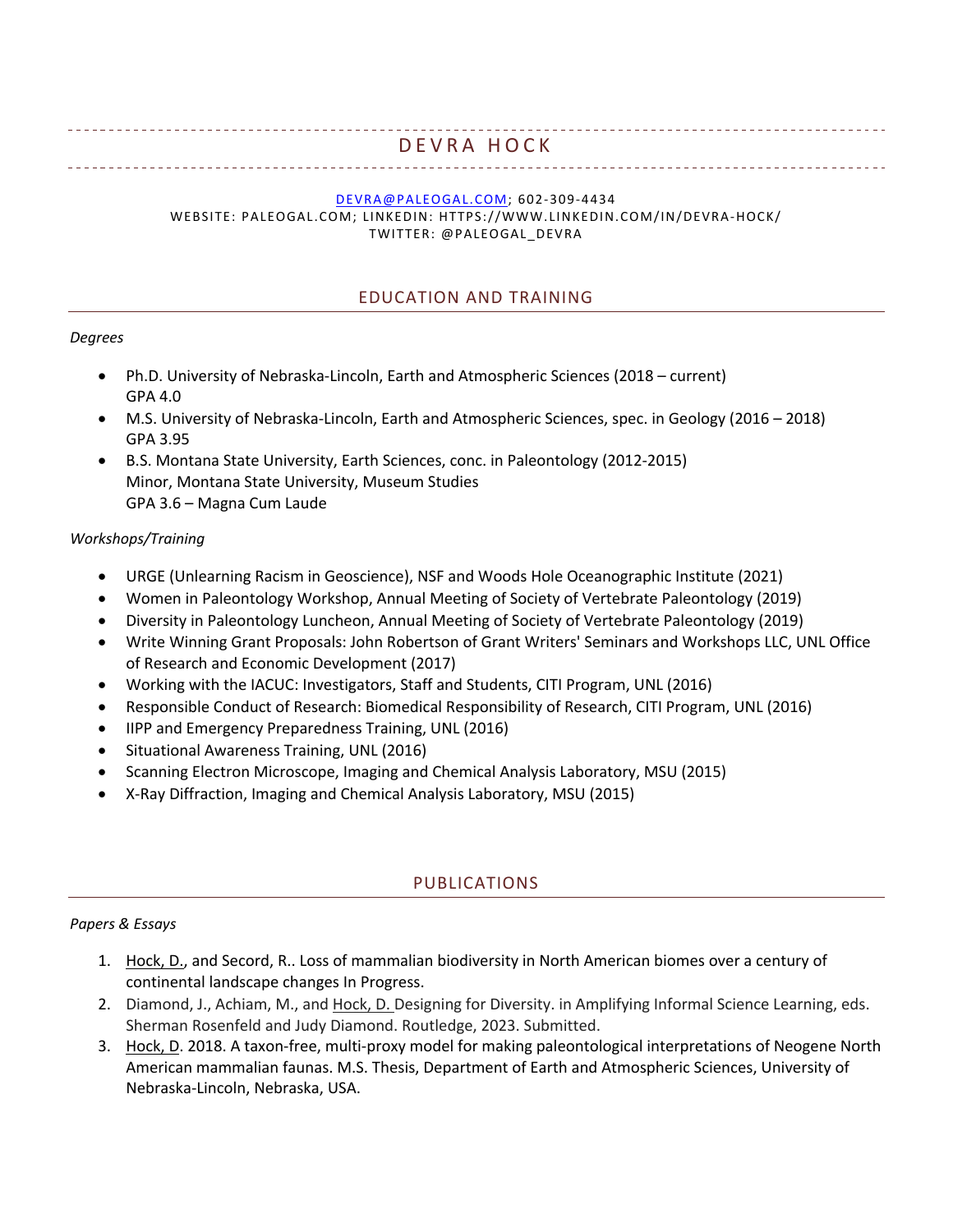# DEVRA HOCK

DEVRA@PALEOGAL.COM; 602-309-4434
WEBSITE: PALEOGAL.COM; LINKEDIN: HTTPS://WWW.LINKEDIN.COM/IN/DEVRA-HOCK/
TWITTER: @PALEOGAL_DEVRA

## EDUCATION AND TRAINING

*Degrees*

- Ph.D. University of Nebraska-Lincoln, Earth and Atmospheric Sciences (2018 – current)
  GPA 4.0
- M.S. University of Nebraska-Lincoln, Earth and Atmospheric Sciences, spec. in Geology (2016 – 2018)
  GPA 3.95
- B.S. Montana State University, Earth Sciences, conc. in Paleontology (2012-2015)
  Minor, Montana State University, Museum Studies
  GPA 3.6 – Magna Cum Laude

*Workshops/Training*

- URGE (Unlearning Racism in Geoscience), NSF and Woods Hole Oceanographic Institute (2021)
- Women in Paleontology Workshop, Annual Meeting of Society of Vertebrate Paleontology (2019)
- Diversity in Paleontology Luncheon, Annual Meeting of Society of Vertebrate Paleontology (2019)
- Write Winning Grant Proposals: John Robertson of Grant Writers' Seminars and Workshops LLC, UNL Office of Research and Economic Development (2017)
- Working with the IACUC: Investigators, Staff and Students, CITI Program, UNL (2016)
- Responsible Conduct of Research: Biomedical Responsibility of Research, CITI Program, UNL (2016)
- IIPP and Emergency Preparedness Training, UNL (2016)
- Situational Awareness Training, UNL (2016)
- Scanning Electron Microscope, Imaging and Chemical Analysis Laboratory, MSU (2015)
- X-Ray Diffraction, Imaging and Chemical Analysis Laboratory, MSU (2015)

## PUBLICATIONS

*Papers & Essays*

1. Hock, D., and Secord, R.. Loss of mammalian biodiversity in North American biomes over a century of continental landscape changes In Progress.
2. Diamond, J., Achiam, M., and Hock, D. Designing for Diversity. in Amplifying Informal Science Learning, eds. Sherman Rosenfeld and Judy Diamond. Routledge, 2023. Submitted.
3. Hock, D. 2018. A taxon-free, multi-proxy model for making paleontological interpretations of Neogene North American mammalian faunas. M.S. Thesis, Department of Earth and Atmospheric Sciences, University of Nebraska-Lincoln, Nebraska, USA.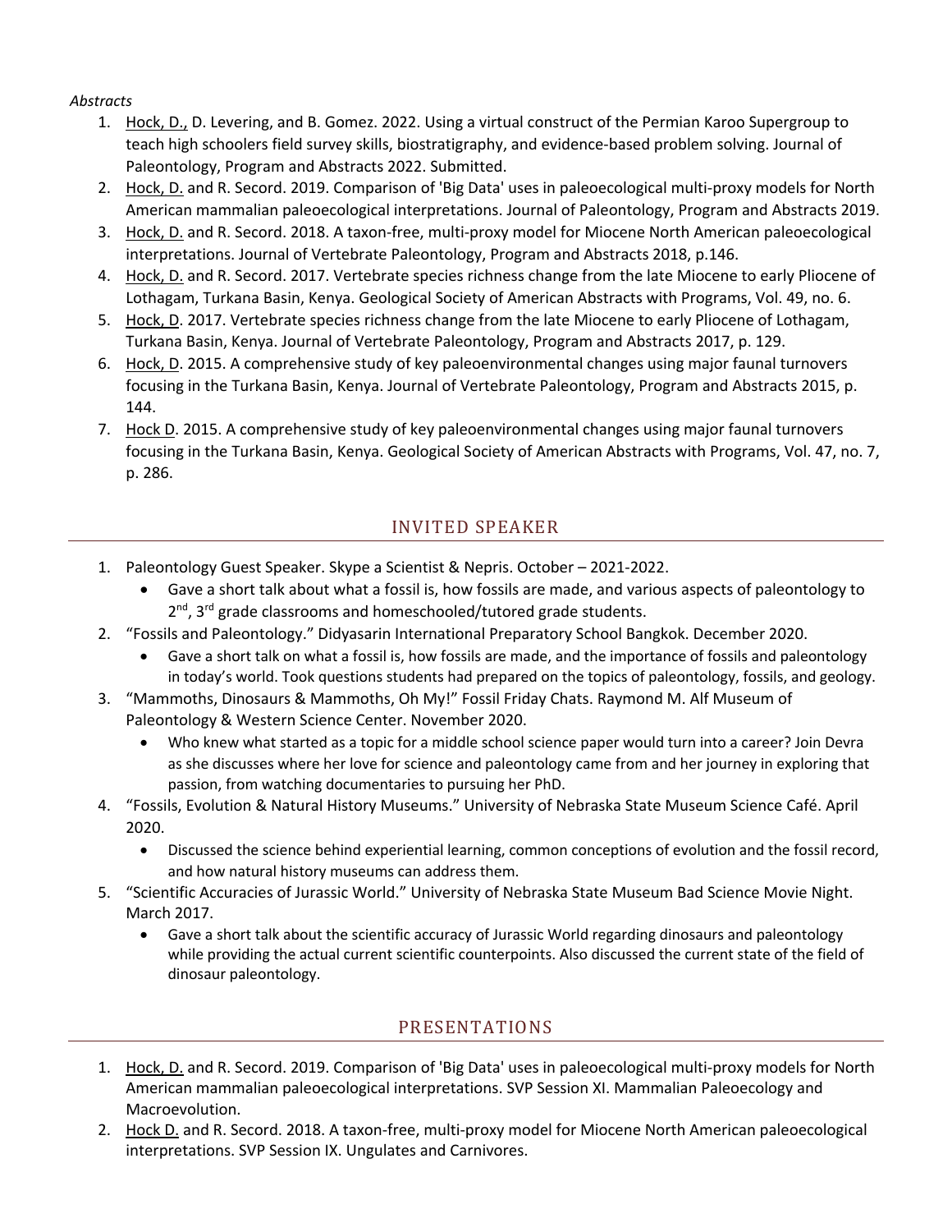*Abstracts*

1. Hock, D., D. Levering, and B. Gomez. 2022. Using a virtual construct of the Permian Karoo Supergroup to teach high schoolers field survey skills, biostratigraphy, and evidence-based problem solving. Journal of Paleontology, Program and Abstracts 2022. Submitted.
2. Hock, D. and R. Secord. 2019. Comparison of 'Big Data' uses in paleoecological multi-proxy models for North American mammalian paleoecological interpretations. Journal of Paleontology, Program and Abstracts 2019.
3. Hock, D. and R. Secord. 2018. A taxon-free, multi-proxy model for Miocene North American paleoecological interpretations. Journal of Vertebrate Paleontology, Program and Abstracts 2018, p.146.
4. Hock, D. and R. Secord. 2017. Vertebrate species richness change from the late Miocene to early Pliocene of Lothagam, Turkana Basin, Kenya. Geological Society of American Abstracts with Programs, Vol. 49, no. 6.
5. Hock, D. 2017. Vertebrate species richness change from the late Miocene to early Pliocene of Lothagam, Turkana Basin, Kenya. Journal of Vertebrate Paleontology, Program and Abstracts 2017, p. 129.
6. Hock, D. 2015. A comprehensive study of key paleoenvironmental changes using major faunal turnovers focusing in the Turkana Basin, Kenya. Journal of Vertebrate Paleontology, Program and Abstracts 2015, p. 144.
7. Hock D. 2015. A comprehensive study of key paleoenvironmental changes using major faunal turnovers focusing in the Turkana Basin, Kenya. Geological Society of American Abstracts with Programs, Vol. 47, no. 7, p. 286.

## INVITED SPEAKER

1. Paleontology Guest Speaker. Skype a Scientist & Nepris. October – 2021-2022.
   - Gave a short talk about what a fossil is, how fossils are made, and various aspects of paleontology to 2nd, 3rd grade classrooms and homeschooled/tutored grade students.
2. "Fossils and Paleontology." Didyasarin International Preparatory School Bangkok. December 2020.
   - Gave a short talk on what a fossil is, how fossils are made, and the importance of fossils and paleontology in today's world. Took questions students had prepared on the topics of paleontology, fossils, and geology.
3. "Mammoths, Dinosaurs & Mammoths, Oh My!" Fossil Friday Chats. Raymond M. Alf Museum of Paleontology & Western Science Center. November 2020.
   - Who knew what started as a topic for a middle school science paper would turn into a career? Join Devra as she discusses where her love for science and paleontology came from and her journey in exploring that passion, from watching documentaries to pursuing her PhD.
4. "Fossils, Evolution & Natural History Museums." University of Nebraska State Museum Science Café. April 2020.
   - Discussed the science behind experiential learning, common conceptions of evolution and the fossil record, and how natural history museums can address them.
5. "Scientific Accuracies of Jurassic World." University of Nebraska State Museum Bad Science Movie Night. March 2017.
   - Gave a short talk about the scientific accuracy of Jurassic World regarding dinosaurs and paleontology while providing the actual current scientific counterpoints. Also discussed the current state of the field of dinosaur paleontology.

## PRESENTATIONS

1. Hock, D. and R. Secord. 2019. Comparison of 'Big Data' uses in paleoecological multi-proxy models for North American mammalian paleoecological interpretations. SVP Session XI. Mammalian Paleoecology and Macroevolution.
2. Hock D. and R. Secord. 2018. A taxon-free, multi-proxy model for Miocene North American paleoecological interpretations. SVP Session IX. Ungulates and Carnivores.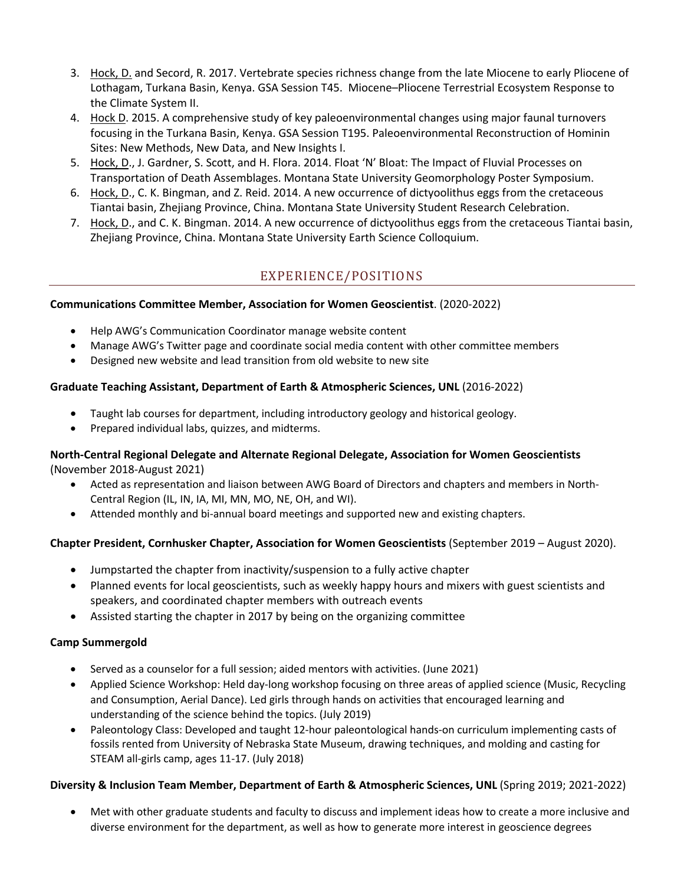3. Hock, D. and Secord, R. 2017. Vertebrate species richness change from the late Miocene to early Pliocene of Lothagam, Turkana Basin, Kenya. GSA Session T45. Miocene–Pliocene Terrestrial Ecosystem Response to the Climate System II.
4. Hock D. 2015. A comprehensive study of key paleoenvironmental changes using major faunal turnovers focusing in the Turkana Basin, Kenya. GSA Session T195. Paleoenvironmental Reconstruction of Hominin Sites: New Methods, New Data, and New Insights I.
5. Hock, D., J. Gardner, S. Scott, and H. Flora. 2014. Float 'N' Bloat: The Impact of Fluvial Processes on Transportation of Death Assemblages. Montana State University Geomorphology Poster Symposium.
6. Hock, D., C. K. Bingman, and Z. Reid. 2014. A new occurrence of dictyoolithus eggs from the cretaceous Tiantai basin, Zhejiang Province, China. Montana State University Student Research Celebration.
7. Hock, D., and C. K. Bingman. 2014. A new occurrence of dictyoolithus eggs from the cretaceous Tiantai basin, Zhejiang Province, China. Montana State University Earth Science Colloquium.

## EXPERIENCE/POSITIONS

**Communications Committee Member, Association for Women Geoscientist**. (2020-2022)

- Help AWG's Communication Coordinator manage website content
- Manage AWG's Twitter page and coordinate social media content with other committee members
- Designed new website and lead transition from old website to new site

**Graduate Teaching Assistant, Department of Earth & Atmospheric Sciences, UNL** (2016-2022)

- Taught lab courses for department, including introductory geology and historical geology.
- Prepared individual labs, quizzes, and midterms.

**North-Central Regional Delegate and Alternate Regional Delegate, Association for Women Geoscientists** (November 2018-August 2021)

- Acted as representation and liaison between AWG Board of Directors and chapters and members in North-Central Region (IL, IN, IA, MI, MN, MO, NE, OH, and WI).
- Attended monthly and bi-annual board meetings and supported new and existing chapters.

**Chapter President, Cornhusker Chapter, Association for Women Geoscientists** (September 2019 – August 2020).

- Jumpstarted the chapter from inactivity/suspension to a fully active chapter
- Planned events for local geoscientists, such as weekly happy hours and mixers with guest scientists and speakers, and coordinated chapter members with outreach events
- Assisted starting the chapter in 2017 by being on the organizing committee

**Camp Summergold**

- Served as a counselor for a full session; aided mentors with activities. (June 2021)
- Applied Science Workshop: Held day-long workshop focusing on three areas of applied science (Music, Recycling and Consumption, Aerial Dance). Led girls through hands on activities that encouraged learning and understanding of the science behind the topics. (July 2019)
- Paleontology Class: Developed and taught 12-hour paleontological hands-on curriculum implementing casts of fossils rented from University of Nebraska State Museum, drawing techniques, and molding and casting for STEAM all-girls camp, ages 11-17. (July 2018)

**Diversity & Inclusion Team Member, Department of Earth & Atmospheric Sciences, UNL** (Spring 2019; 2021-2022)

- Met with other graduate students and faculty to discuss and implement ideas how to create a more inclusive and diverse environment for the department, as well as how to generate more interest in geoscience degrees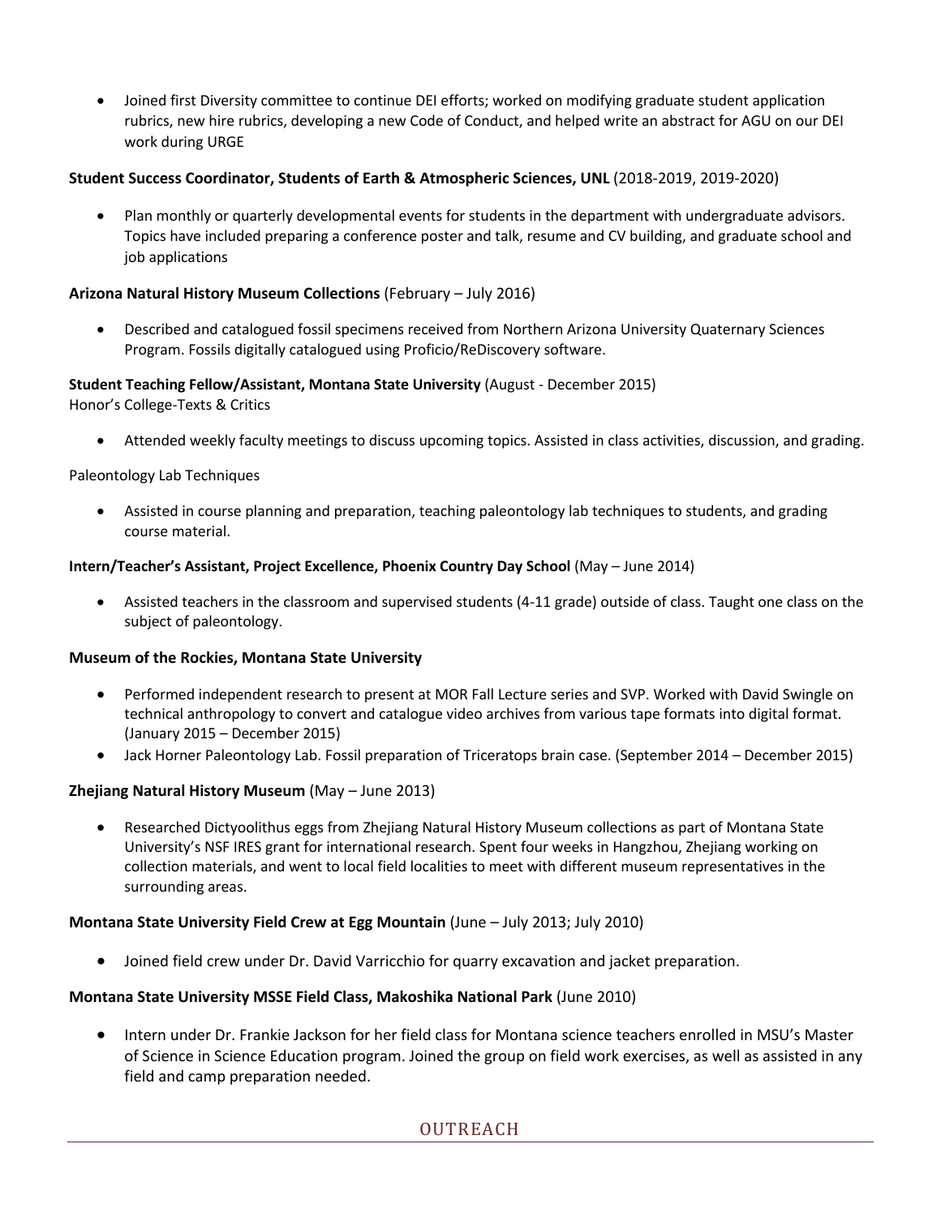- Joined first Diversity committee to continue DEI efforts; worked on modifying graduate student application rubrics, new hire rubrics, developing a new Code of Conduct, and helped write an abstract for AGU on our DEI work during URGE

**Student Success Coordinator, Students of Earth & Atmospheric Sciences, UNL** (2018-2019, 2019-2020)

- Plan monthly or quarterly developmental events for students in the department with undergraduate advisors. Topics have included preparing a conference poster and talk, resume and CV building, and graduate school and job applications

**Arizona Natural History Museum Collections** (February – July 2016)

- Described and catalogued fossil specimens received from Northern Arizona University Quaternary Sciences Program. Fossils digitally catalogued using Proficio/ReDiscovery software.

**Student Teaching Fellow/Assistant, Montana State University** (August - December 2015)
Honor's College-Texts & Critics

- Attended weekly faculty meetings to discuss upcoming topics. Assisted in class activities, discussion, and grading.

Paleontology Lab Techniques

- Assisted in course planning and preparation, teaching paleontology lab techniques to students, and grading course material.

**Intern/Teacher's Assistant, Project Excellence, Phoenix Country Day School** (May – June 2014)

- Assisted teachers in the classroom and supervised students (4-11 grade) outside of class. Taught one class on the subject of paleontology.

**Museum of the Rockies, Montana State University**

- Performed independent research to present at MOR Fall Lecture series and SVP. Worked with David Swingle on technical anthropology to convert and catalogue video archives from various tape formats into digital format. (January 2015 – December 2015)
- Jack Horner Paleontology Lab. Fossil preparation of Triceratops brain case. (September 2014 – December 2015)

**Zhejiang Natural History Museum** (May – June 2013)

- Researched Dictyoolithus eggs from Zhejiang Natural History Museum collections as part of Montana State University's NSF IRES grant for international research. Spent four weeks in Hangzhou, Zhejiang working on collection materials, and went to local field localities to meet with different museum representatives in the surrounding areas.

**Montana State University Field Crew at Egg Mountain** (June – July 2013; July 2010)

- Joined field crew under Dr. David Varricchio for quarry excavation and jacket preparation.

**Montana State University MSSE Field Class, Makoshika National Park** (June 2010)

- Intern under Dr. Frankie Jackson for her field class for Montana science teachers enrolled in MSU's Master of Science in Science Education program. Joined the group on field work exercises, as well as assisted in any field and camp preparation needed.

## OUTREACH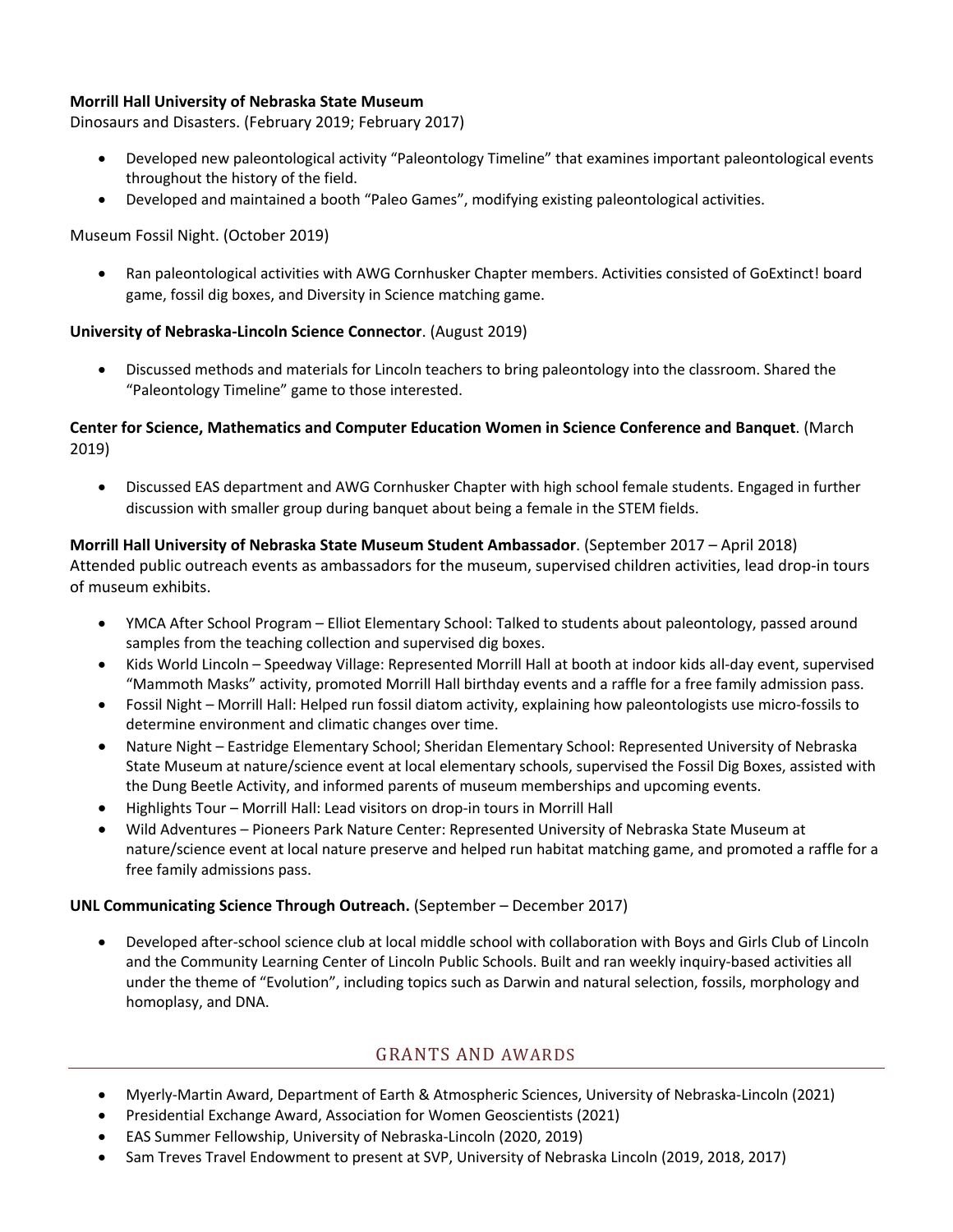**Morrill Hall University of Nebraska State Museum**

Dinosaurs and Disasters. (February 2019; February 2017)

- Developed new paleontological activity "Paleontology Timeline" that examines important paleontological events throughout the history of the field.
- Developed and maintained a booth "Paleo Games", modifying existing paleontological activities.

Museum Fossil Night. (October 2019)

- Ran paleontological activities with AWG Cornhusker Chapter members. Activities consisted of GoExtinct! board game, fossil dig boxes, and Diversity in Science matching game.

**University of Nebraska-Lincoln Science Connector**. (August 2019)

- Discussed methods and materials for Lincoln teachers to bring paleontology into the classroom. Shared the "Paleontology Timeline" game to those interested.

**Center for Science, Mathematics and Computer Education Women in Science Conference and Banquet**. (March 2019)

- Discussed EAS department and AWG Cornhusker Chapter with high school female students. Engaged in further discussion with smaller group during banquet about being a female in the STEM fields.

**Morrill Hall University of Nebraska State Museum Student Ambassador**. (September 2017 – April 2018)

Attended public outreach events as ambassadors for the museum, supervised children activities, lead drop-in tours of museum exhibits.

- YMCA After School Program – Elliot Elementary School: Talked to students about paleontology, passed around samples from the teaching collection and supervised dig boxes.
- Kids World Lincoln – Speedway Village: Represented Morrill Hall at booth at indoor kids all-day event, supervised "Mammoth Masks" activity, promoted Morrill Hall birthday events and a raffle for a free family admission pass.
- Fossil Night – Morrill Hall: Helped run fossil diatom activity, explaining how paleontologists use micro-fossils to determine environment and climatic changes over time.
- Nature Night – Eastridge Elementary School; Sheridan Elementary School: Represented University of Nebraska State Museum at nature/science event at local elementary schools, supervised the Fossil Dig Boxes, assisted with the Dung Beetle Activity, and informed parents of museum memberships and upcoming events.
- Highlights Tour – Morrill Hall: Lead visitors on drop-in tours in Morrill Hall
- Wild Adventures – Pioneers Park Nature Center: Represented University of Nebraska State Museum at nature/science event at local nature preserve and helped run habitat matching game, and promoted a raffle for a free family admissions pass.

**UNL Communicating Science Through Outreach.** (September – December 2017)

- Developed after-school science club at local middle school with collaboration with Boys and Girls Club of Lincoln and the Community Learning Center of Lincoln Public Schools. Built and ran weekly inquiry-based activities all under the theme of "Evolution", including topics such as Darwin and natural selection, fossils, morphology and homoplasy, and DNA.

## GRANTS AND AWARDS

- Myerly-Martin Award, Department of Earth & Atmospheric Sciences, University of Nebraska-Lincoln (2021)
- Presidential Exchange Award, Association for Women Geoscientists (2021)
- EAS Summer Fellowship, University of Nebraska-Lincoln (2020, 2019)
- Sam Treves Travel Endowment to present at SVP, University of Nebraska Lincoln (2019, 2018, 2017)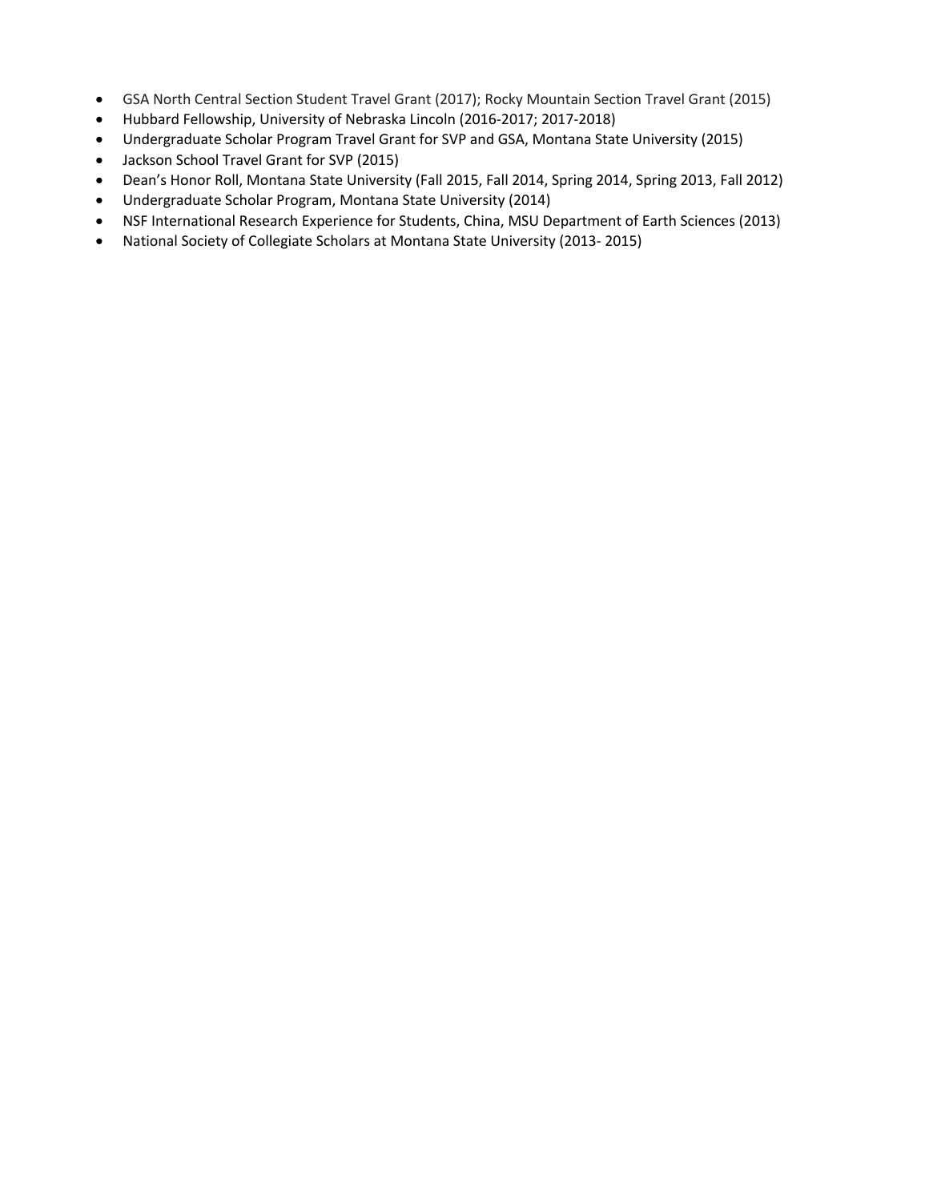- GSA North Central Section Student Travel Grant (2017); Rocky Mountain Section Travel Grant (2015)
- Hubbard Fellowship, University of Nebraska Lincoln (2016-2017; 2017-2018)
- Undergraduate Scholar Program Travel Grant for SVP and GSA, Montana State University (2015)
- Jackson School Travel Grant for SVP (2015)
- Dean's Honor Roll, Montana State University (Fall 2015, Fall 2014, Spring 2014, Spring 2013, Fall 2012)
- Undergraduate Scholar Program, Montana State University (2014)
- NSF International Research Experience for Students, China, MSU Department of Earth Sciences (2013)
- National Society of Collegiate Scholars at Montana State University (2013- 2015)